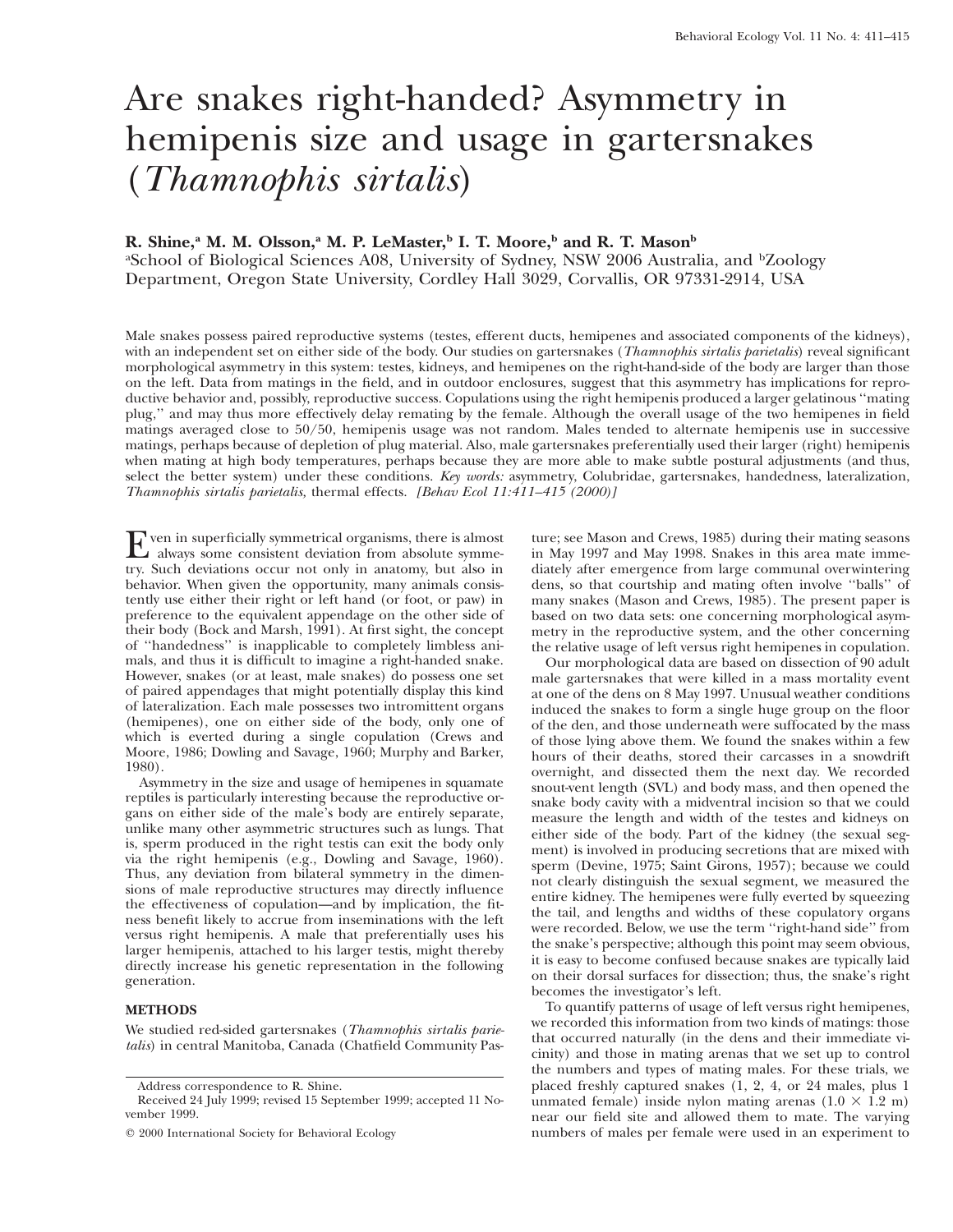# Are snakes right-handed? Asymmetry in hemipenis size and usage in gartersnakes (*Thamnophis sirtalis*)

**R. Shine,[a] M. M. Olsson,[a] M. P. LeMaster,[b] I. T. Moore,[b] and R. T. Mason[b]**

[a]School of Biological Sciences A08, University of Sydney, NSW 2006 Australia, and [b]Zoology Department, Oregon State University, Cordley Hall 3029, Corvallis, OR 97331-2914, USA

Male snakes possess paired reproductive systems (testes, efferent ducts, hemipenes and associated components of the kidneys), with an independent set on either side of the body. Our studies on gartersnakes (*Thamnophis sirtalis parietalis*) reveal significant morphological asymmetry in this system: testes, kidneys, and hemipenes on the right-hand-side of the body are larger than those on the left. Data from matings in the field, and in outdoor enclosures, suggest that this asymmetry has implications for reproductive behavior and, possibly, reproductive success. Copulations using the right hemipenis produced a larger gelatinous ''mating plug,'' and may thus more effectively delay remating by the female. Although the overall usage of the two hemipenes in field matings averaged close to 50/50, hemipenis usage was not random. Males tended to alternate hemipenis use in successive matings, perhaps because of depletion of plug material. Also, male gartersnakes preferentially used their larger (right) hemipenis when mating at high body temperatures, perhaps because they are more able to make subtle postural adjustments (and thus, select the better system) under these conditions. *Key words:* asymmetry, Colubridae, gartersnakes, handedness, lateralization, *Thamnophis sirtalis parietalis,* thermal effects. *[Behav Ecol 11:411–415 (2000)]*

Even in superficially symmetrical organisms, there is almost always some consistent deviation from absolute symmetry. Such deviations occur not only in anatomy, but also in behavior. When given the opportunity, many animals consistently use either their right or left hand (or foot, or paw) in preference to the equivalent appendage on the other side of their body (Bock and Marsh, 1991). At first sight, the concept of ''handedness'' is inapplicable to completely limbless animals, and thus it is difficult to imagine a right-handed snake. However, snakes (or at least, male snakes) do possess one set of paired appendages that might potentially display this kind of lateralization. Each male possesses two intromittent organs (hemipenes), one on either side of the body, only one of which is everted during a single copulation (Crews and Moore, 1986; Dowling and Savage, 1960; Murphy and Barker, 1980).

Asymmetry in the size and usage of hemipenes in squamate reptiles is particularly interesting because the reproductive organs on either side of the male's body are entirely separate, unlike many other asymmetric structures such as lungs. That is, sperm produced in the right testis can exit the body only via the right hemipenis (e.g., Dowling and Savage, 1960). Thus, any deviation from bilateral symmetry in the dimensions of male reproductive structures may directly influence the effectiveness of copulation—and by implication, the fitness benefit likely to accrue from inseminations with the left versus right hemipenis. A male that preferentially uses his larger hemipenis, attached to his larger testis, might thereby directly increase his genetic representation in the following generation.

## METHODS

We studied red-sided gartersnakes (*Thamnophis sirtalis parietalis*) in central Manitoba, Canada (Chatfield Community Pasture; see Mason and Crews, 1985) during their mating seasons in May 1997 and May 1998. Snakes in this area mate immediately after emergence from large communal overwintering dens, so that courtship and mating often involve ''balls'' of many snakes (Mason and Crews, 1985). The present paper is based on two data sets: one concerning morphological asymmetry in the reproductive system, and the other concerning the relative usage of left versus right hemipenes in copulation.

Our morphological data are based on dissection of 90 adult male gartersnakes that were killed in a mass mortality event at one of the dens on 8 May 1997. Unusual weather conditions induced the snakes to form a single huge group on the floor of the den, and those underneath were suffocated by the mass of those lying above them. We found the snakes within a few hours of their deaths, stored their carcasses in a snowdrift overnight, and dissected them the next day. We recorded snout-vent length (SVL) and body mass, and then opened the snake body cavity with a midventral incision so that we could measure the length and width of the testes and kidneys on either side of the body. Part of the kidney (the sexual segment) is involved in producing secretions that are mixed with sperm (Devine, 1975; Saint Girons, 1957); because we could not clearly distinguish the sexual segment, we measured the entire kidney. The hemipenes were fully everted by squeezing the tail, and lengths and widths of these copulatory organs were recorded. Below, we use the term ''right-hand side'' from the snake's perspective; although this point may seem obvious, it is easy to become confused because snakes are typically laid on their dorsal surfaces for dissection; thus, the snake's right becomes the investigator's left.

To quantify patterns of usage of left versus right hemipenes, we recorded this information from two kinds of matings: those that occurred naturally (in the dens and their immediate vicinity) and those in mating arenas that we set up to control the numbers and types of mating males. For these trials, we placed freshly captured snakes (1, 2, 4, or 24 males, plus 1 unmated female) inside nylon mating arenas ($1.0 \times 1.2$ m) near our field site and allowed them to mate. The varying numbers of males per female were used in an experiment to

Address correspondence to R. Shine.

Received 24 July 1999; revised 15 September 1999; accepted 11 November 1999.

© 2000 International Society for Behavioral Ecology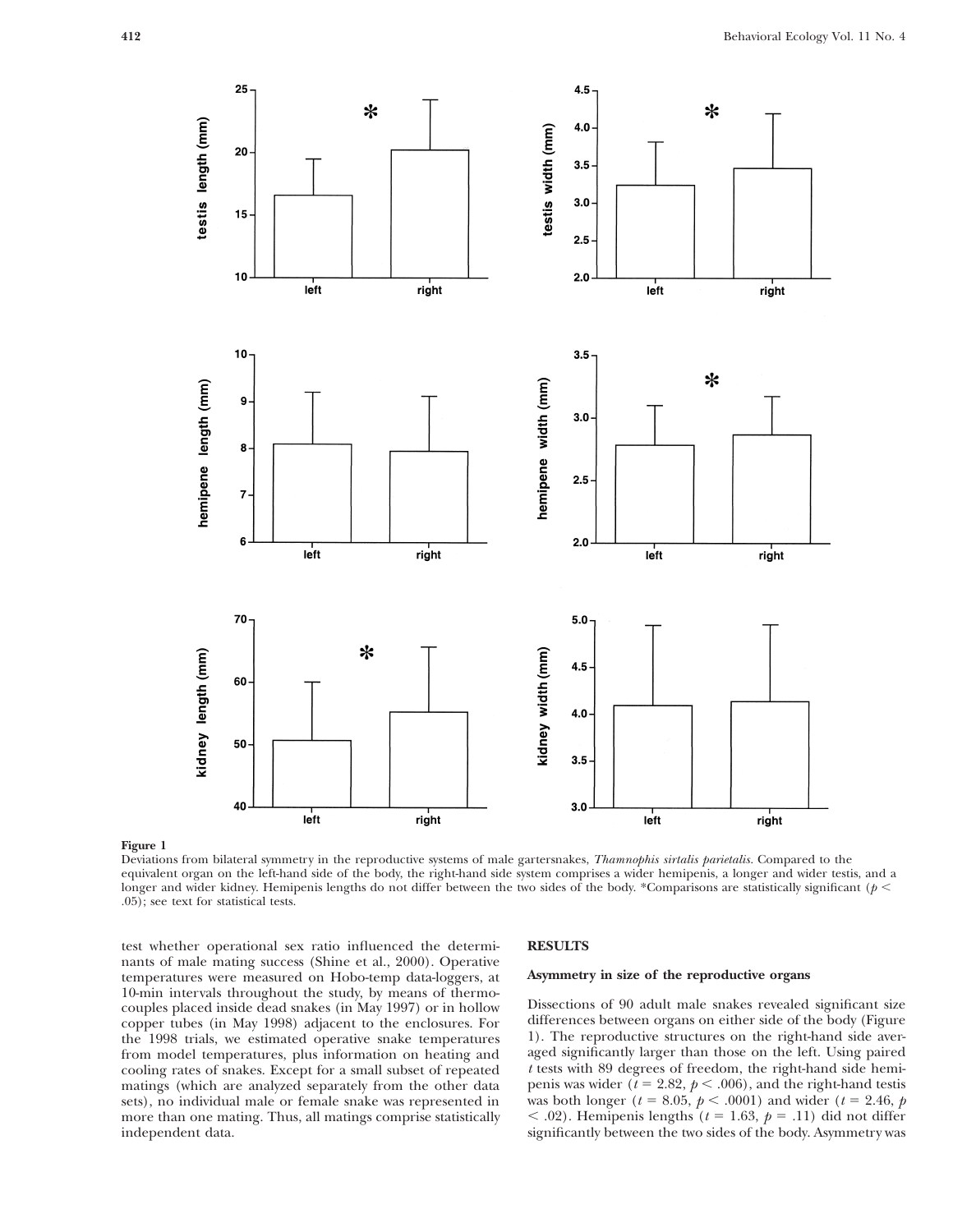**Figure 1**

Deviations from bilateral symmetry in the reproductive systems of male gartersnakes, *Thamnophis sirtalis parietalis*. Compared to the equivalent organ on the left-hand side of the body, the right-hand side system comprises a wider hemipenis, a longer and wider testis, and a longer and wider kidney. Hemipenis lengths do not differ between the two sides of the body. *Comparisons are statistically significant ($p <$ .05); see text for statistical tests.

test whether operational sex ratio influenced the determinants of male mating success (Shine et al., 2000). Operative temperatures were measured on Hobo-temp data-loggers, at 10-min intervals throughout the study, by means of thermocouples placed inside dead snakes (in May 1997) or in hollow copper tubes (in May 1998) adjacent to the enclosures. For the 1998 trials, we estimated operative snake temperatures from model temperatures, plus information on heating and cooling rates of snakes. Except for a small subset of repeated matings (which are analyzed separately from the other data sets), no individual male or female snake was represented in more than one mating. Thus, all matings comprise statistically independent data.

## RESULTS

### Asymmetry in size of the reproductive organs

Dissections of 90 adult male snakes revealed significant size differences between organs on either side of the body (Figure 1). The reproductive structures on the right-hand side averaged significantly larger than those on the left. Using paired $t$ tests with 89 degrees of freedom, the right-hand side hemipenis was wider ($t = 2.82$, $p < .006$), and the right-hand testis was both longer ($t = 8.05$, $p < .0001$) and wider ($t = 2.46$, $p < .02$). Hemipenis lengths ($t = 1.63$, $p = .11$) did not differ significantly between the two sides of the body. Asymmetry was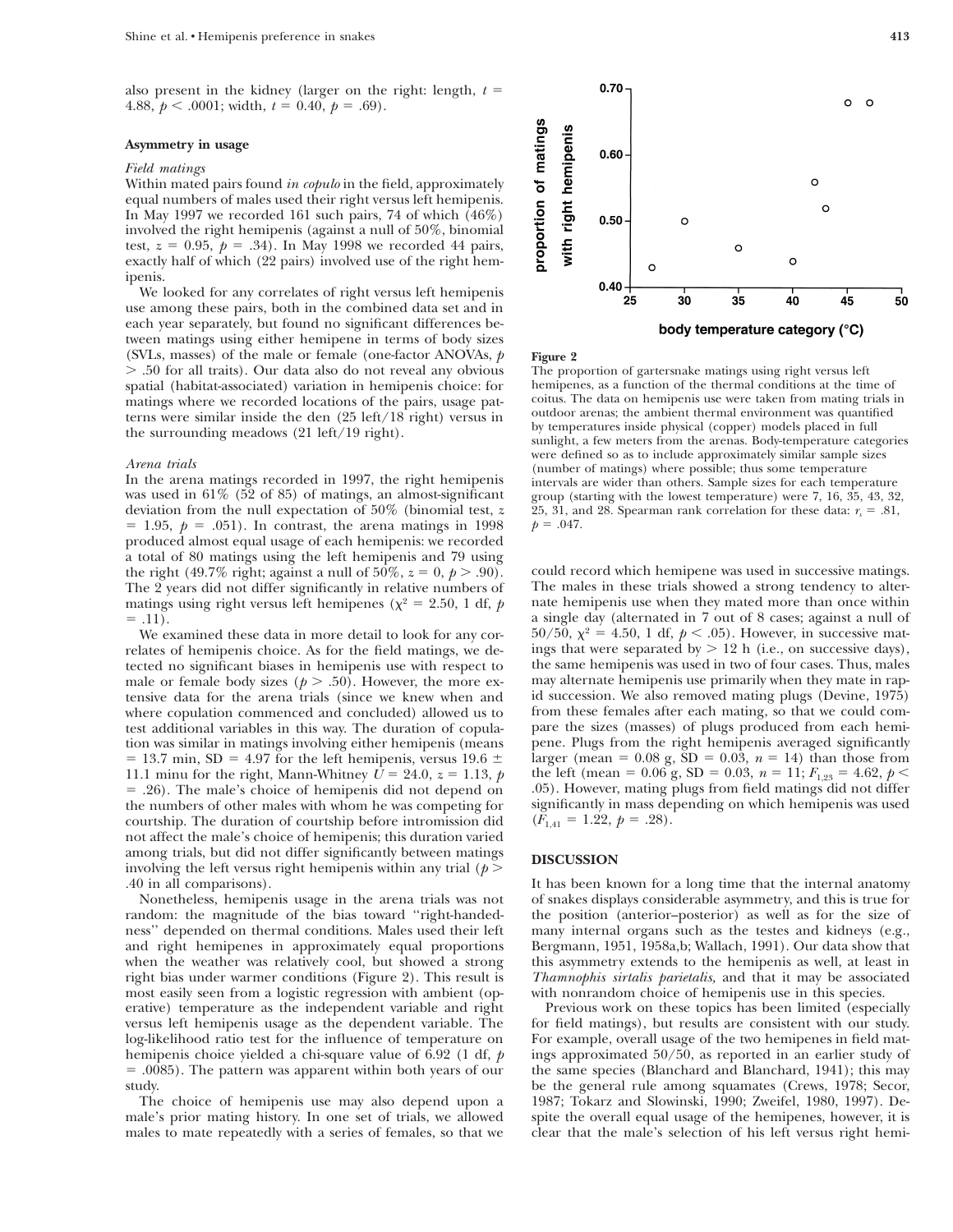also present in the kidney (larger on the right: length, $t = 4.88$, $p < .0001$; width, $t = 0.40$, $p = .69$).

### Asymmetry in usage

#### *Field matings*

Within mated pairs found *in copulo* in the field, approximately equal numbers of males used their right versus left hemipenis. In May 1997 we recorded 161 such pairs, 74 of which (46%) involved the right hemipenis (against a null of 50%, binomial test, $z = 0.95$, $p = .34$). In May 1998 we recorded 44 pairs, exactly half of which (22 pairs) involved use of the right hemipenis.

We looked for any correlates of right versus left hemipenis use among these pairs, both in the combined data set and in each year separately, but found no significant differences between matings using either hemipene in terms of body sizes (SVLs, masses) of the male or female (one-factor ANOVAs, $p > .50$ for all traits). Our data also do not reveal any obvious spatial (habitat-associated) variation in hemipenis choice: for matings where we recorded locations of the pairs, usage patterns were similar inside the den (25 left/18 right) versus in the surrounding meadows (21 left/19 right).

#### *Arena trials*

In the arena matings recorded in 1997, the right hemipenis was used in 61% (52 of 85) of matings, an almost-significant deviation from the null expectation of 50% (binomial test, $z = 1.95$, $p = .051$). In contrast, the arena matings in 1998 produced almost equal usage of each hemipenis: we recorded a total of 80 matings using the left hemipenis and 79 using the right (49.7% right; against a null of 50%, $z = 0$, $p > .90$). The 2 years did not differ significantly in relative numbers of matings using right versus left hemipenes ($\chi^2 = 2.50$, 1 df, $p = .11$).

We examined these data in more detail to look for any correlates of hemipenis choice. As for the field matings, we detected no significant biases in hemipenis use with respect to male or female body sizes ($p > .50$). However, the more extensive data for the arena trials (since we knew when and where copulation commenced and concluded) allowed us to test additional variables in this way. The duration of copulation was similar in matings involving either hemipenis (means = 13.7 min, SD = 4.97 for the left hemipenis, versus 19.6 ± 11.1 minu for the right, Mann-Whitney $U = 24.0$, $z = 1.13$, $p = .26$). The male's choice of hemipenis did not depend on the numbers of other males with whom he was competing for courtship. The duration of courtship before intromission did not affect the male's choice of hemipenis; this duration varied among trials, but did not differ significantly between matings involving the left versus right hemipenis within any trial ($p > .40$ in all comparisons).

Nonetheless, hemipenis usage in the arena trials was not random: the magnitude of the bias toward "right-handedness" depended on thermal conditions. Males used their left and right hemipenes in approximately equal proportions when the weather was relatively cool, but showed a strong right bias under warmer conditions (Figure 2). This result is most easily seen from a logistic regression with ambient (operative) temperature as the independent variable and right versus left hemipenis usage as the dependent variable. The log-likelihood ratio test for the influence of temperature on hemipenis choice yielded a chi-square value of 6.92 (1 df, $p = .0085$). The pattern was apparent within both years of our study.

The choice of hemipenis use may also depend upon a male's prior mating history. In one set of trials, we allowed males to mate repeatedly with a series of females, so that we could record which hemipene was used in successive matings. The males in these trials showed a strong tendency to alternate hemipenis use when they mated more than once within a single day (alternated in 7 out of 8 cases; against a null of 50/50, $\chi^2 = 4.50$, 1 df, $p < .05$). However, in successive matings that were separated by > 12 h (i.e., on successive days), the same hemipenis was used in two of four cases. Thus, males may alternate hemipenis use primarily when they mate in rapid succession. We also removed mating plugs (Devine, 1975) from these females after each mating, so that we could compare the sizes (masses) of plugs produced from each hemipene. Plugs from the right hemipenis averaged significantly larger (mean = 0.08 g, SD = 0.03, $n = 14$) than those from the left (mean = 0.06 g, SD = 0.03, $n = 11$; $F_{1,23} = 4.62$, $p < .05$). However, mating plugs from field matings did not differ significantly in mass depending on which hemipenis was used ($F_{1,41} = 1.22$, $p = .28$).

**Figure 2**

The proportion of gartersnake matings using right versus left hemipenes, as a function of the thermal conditions at the time of coitus. The data on hemipenis use were taken from mating trials in outdoor arenas; the ambient thermal environment was quantified by temperatures inside physical (copper) models placed in full sunlight, a few meters from the arenas. Body-temperature categories were defined so as to include approximately similar sample sizes (number of matings) where possible; thus some temperature intervals are wider than others. Sample sizes for each temperature group (starting with the lowest temperature) were 7, 16, 35, 43, 32, 25, 31, and 28. Spearman rank correlation for these data: $r_s = .81$, $p = .047$.

## DISCUSSION

It has been known for a long time that the internal anatomy of snakes displays considerable asymmetry, and this is true for the position (anterior–posterior) as well as for the size of many internal organs such as the testes and kidneys (e.g., Bergmann, 1951, 1958a,b; Wallach, 1991). Our data show that this asymmetry extends to the hemipenis as well, at least in *Thamnophis sirtalis parietalis,* and that it may be associated with nonrandom choice of hemipenis use in this species.

Previous work on these topics has been limited (especially for field matings), but results are consistent with our study. For example, overall usage of the two hemipenes in field matings approximated 50/50, as reported in an earlier study of the same species (Blanchard and Blanchard, 1941); this may be the general rule among squamates (Crews, 1978; Secor, 1987; Tokarz and Slowinski, 1990; Zweifel, 1980, 1997). Despite the overall equal usage of the hemipenes, however, it is clear that the male's selection of his left versus right hemi-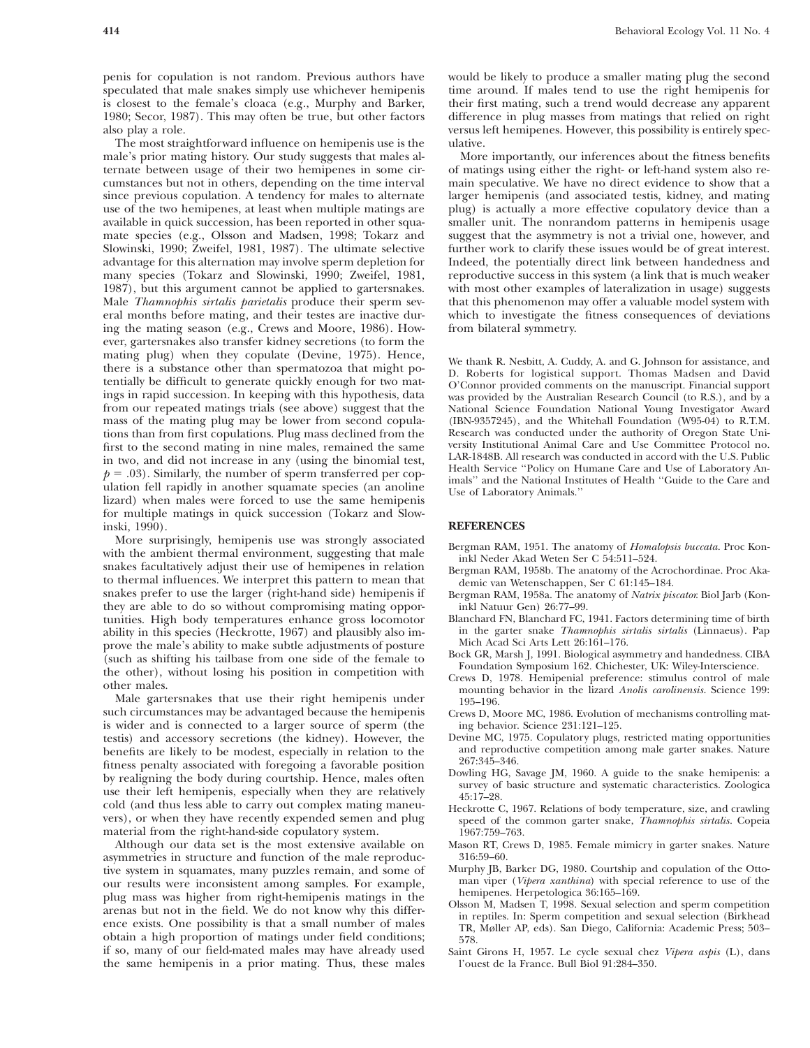penis for copulation is not random. Previous authors have speculated that male snakes simply use whichever hemipenis is closest to the female's cloaca (e.g., Murphy and Barker, 1980; Secor, 1987). This may often be true, but other factors also play a role.

The most straightforward influence on hemipenis use is the male's prior mating history. Our study suggests that males alternate between usage of their two hemipenes in some circumstances but not in others, depending on the time interval since previous copulation. A tendency for males to alternate use of the two hemipenes, at least when multiple matings are available in quick succession, has been reported in other squamate species (e.g., Olsson and Madsen, 1998; Tokarz and Slowinski, 1990; Zweifel, 1981, 1987). The ultimate selective advantage for this alternation may involve sperm depletion for many species (Tokarz and Slowinski, 1990; Zweifel, 1981, 1987), but this argument cannot be applied to gartersnakes. Male *Thamnophis sirtalis parietalis* produce their sperm several months before mating, and their testes are inactive during the mating season (e.g., Crews and Moore, 1986). However, gartersnakes also transfer kidney secretions (to form the mating plug) when they copulate (Devine, 1975). Hence, there is a substance other than spermatozoa that might potentially be difficult to generate quickly enough for two matings in rapid succession. In keeping with this hypothesis, data from our repeated matings trials (see above) suggest that the mass of the mating plug may be lower from second copulations than from first copulations. Plug mass declined from the first to the second mating in nine males, remained the same in two, and did not increase in any (using the binomial test, $p = .03$). Similarly, the number of sperm transferred per copulation fell rapidly in another squamate species (an anoline lizard) when males were forced to use the same hemipenis for multiple matings in quick succession (Tokarz and Slowinski, 1990).

More surprisingly, hemipenis use was strongly associated with the ambient thermal environment, suggesting that male snakes facultatively adjust their use of hemipenes in relation to thermal influences. We interpret this pattern to mean that snakes prefer to use the larger (right-hand side) hemipenis if they are able to do so without compromising mating opportunities. High body temperatures enhance gross locomotor ability in this species (Heckrotte, 1967) and plausibly also improve the male's ability to make subtle adjustments of posture (such as shifting his tailbase from one side of the female to the other), without losing his position in competition with other males.

Male gartersnakes that use their right hemipenis under such circumstances may be advantaged because the hemipenis is wider and is connected to a larger source of sperm (the testis) and accessory secretions (the kidney). However, the benefits are likely to be modest, especially in relation to the fitness penalty associated with foregoing a favorable position by realigning the body during courtship. Hence, males often use their left hemipenis, especially when they are relatively cold (and thus less able to carry out complex mating maneuvers), or when they have recently expended semen and plug material from the right-hand-side copulatory system.

Although our data set is the most extensive available on asymmetries in structure and function of the male reproductive system in squamates, many puzzles remain, and some of our results were inconsistent among samples. For example, plug mass was higher from right-hemipenis matings in the arenas but not in the field. We do not know why this difference exists. One possibility is that a small number of males obtain a high proportion of matings under field conditions; if so, many of our field-mated males may have already used the same hemipenis in a prior mating. Thus, these males would be likely to produce a smaller mating plug the second time around. If males tend to use the right hemipenis for their first mating, such a trend would decrease any apparent difference in plug masses from matings that relied on right versus left hemipenes. However, this possibility is entirely speculative.

More importantly, our inferences about the fitness benefits of matings using either the right- or left-hand system also remain speculative. We have no direct evidence to show that a larger hemipenis (and associated testis, kidney, and mating plug) is actually a more effective copulatory device than a smaller unit. The nonrandom patterns in hemipenis usage suggest that the asymmetry is not a trivial one, however, and further work to clarify these issues would be of great interest. Indeed, the potentially direct link between handedness and reproductive success in this system (a link that is much weaker with most other examples of lateralization in usage) suggests that this phenomenon may offer a valuable model system with which to investigate the fitness consequences of deviations from bilateral symmetry.

We thank R. Nesbitt, A. Cuddy, A. and G. Johnson for assistance, and D. Roberts for logistical support. Thomas Madsen and David O'Connor provided comments on the manuscript. Financial support was provided by the Australian Research Council (to R.S.), and by a National Science Foundation National Young Investigator Award (IBN-9357245), and the Whitehall Foundation (W95-04) to R.T.M. Research was conducted under the authority of Oregon State University Institutional Animal Care and Use Committee Protocol no. LAR-1848B. All research was conducted in accord with the U.S. Public Health Service "Policy on Humane Care and Use of Laboratory Animals" and the National Institutes of Health "Guide to the Care and Use of Laboratory Animals."

## REFERENCES

Bergman RAM, 1951. The anatomy of *Homalopsis buccata*. Proc Koninkl Neder Akad Weten Ser C 54:511–524.

Bergman RAM, 1958b. The anatomy of the Acrochordinae. Proc Akademic van Wetenschappen, Ser C 61:145–184.

Bergman RAM, 1958a. The anatomy of *Natrix piscator*. Biol Jarb (Koninkl Natuur Gen) 26:77–99.

Blanchard FN, Blanchard FC, 1941. Factors determining time of birth in the garter snake *Thamnophis sirtalis sirtalis* (Linnaeus). Pap Mich Acad Sci Arts Lett 26:161–176.

Bock GR, Marsh J, 1991. Biological asymmetry and handedness. CIBA Foundation Symposium 162. Chichester, UK: Wiley-Interscience.

Crews D, 1978. Hemipenial preference: stimulus control of male mounting behavior in the lizard *Anolis carolinensis*. Science 199: 195–196.

Crews D, Moore MC, 1986. Evolution of mechanisms controlling mating behavior. Science 231:121–125.

Devine MC, 1975. Copulatory plugs, restricted mating opportunities and reproductive competition among male garter snakes. Nature 267:345–346.

Dowling HG, Savage JM, 1960. A guide to the snake hemipenis: a survey of basic structure and systematic characteristics. Zoologica 45:17–28.

Heckrotte C, 1967. Relations of body temperature, size, and crawling speed of the common garter snake, *Thamnophis sirtalis*. Copeia 1967:759–763.

Mason RT, Crews D, 1985. Female mimicry in garter snakes. Nature 316:59–60.

Murphy JB, Barker DG, 1980. Courtship and copulation of the Ottoman viper (*Vipera xanthina*) with special reference to use of the hemipenes. Herpetologica 36:165–169.

Olsson M, Madsen T, 1998. Sexual selection and sperm competition in reptiles. In: Sperm competition and sexual selection (Birkhead TR, Møller AP, eds). San Diego, California: Academic Press; 503–578.

Saint Girons H, 1957. Le cycle sexual chez *Vipera aspis* (L), dans l'ouest de la France. Bull Biol 91:284–350.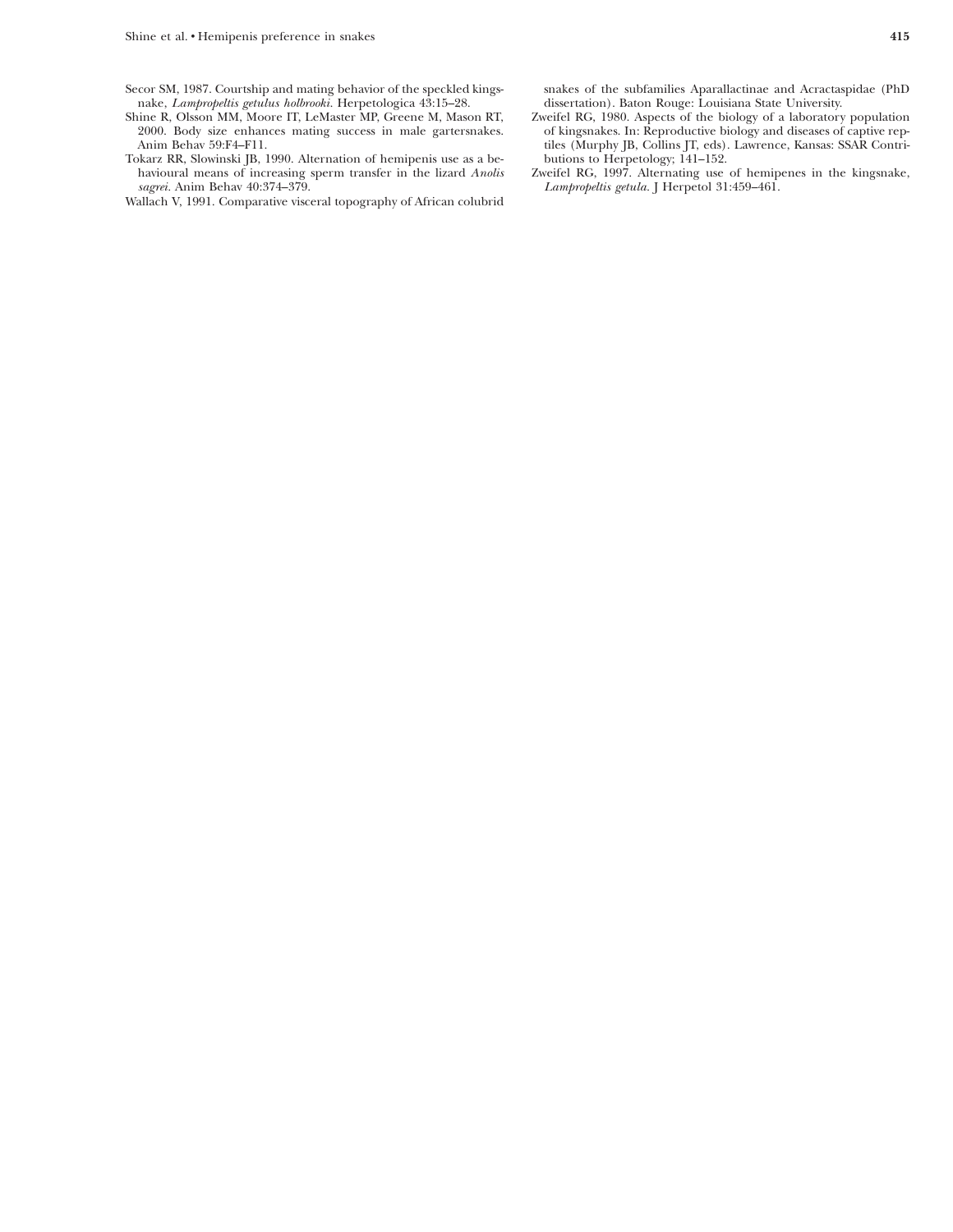Secor SM, 1987. Courtship and mating behavior of the speckled kingsnake, *Lampropeltis getulus holbrooki*. Herpetologica 43:15–28.

Shine R, Olsson MM, Moore IT, LeMaster MP, Greene M, Mason RT, 2000. Body size enhances mating success in male gartersnakes. Anim Behav 59:F4–F11.

Tokarz RR, Slowinski JB, 1990. Alternation of hemipenis use as a behavioural means of increasing sperm transfer in the lizard *Anolis sagrei*. Anim Behav 40:374–379.

Wallach V, 1991. Comparative visceral topography of African colubrid snakes of the subfamilies Aparallactinae and Acractaspidae (PhD dissertation). Baton Rouge: Louisiana State University.

Zweifel RG, 1980. Aspects of the biology of a laboratory population of kingsnakes. In: Reproductive biology and diseases of captive reptiles (Murphy JB, Collins JT, eds). Lawrence, Kansas: SSAR Contributions to Herpetology; 141–152.

Zweifel RG, 1997. Alternating use of hemipenes in the kingsnake, *Lampropeltis getula*. J Herpetol 31:459–461.